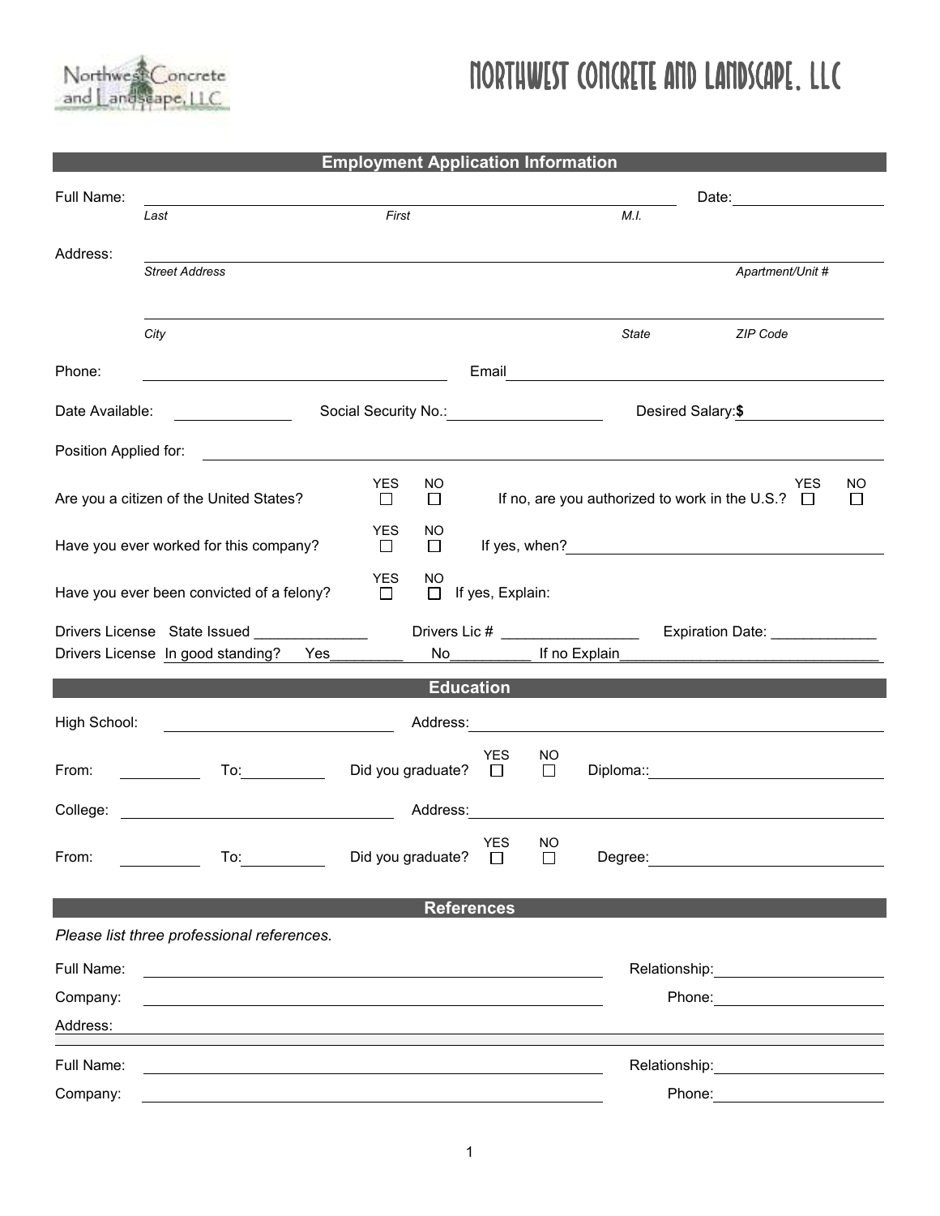# NORTHWEST CONCRETE AND LANDSCAPE, LLC

## Employment Application Information

Full Name: ______________________________________________ Date: ______________

*Last* *First* *M.I.*

Address: ______________________________________________

*Street Address* *Apartment/Unit #*

______________________________________________

*City* *State* *ZIP Code*

Phone: ______________________ Email ______________________

Date Available: ____________ Social Security No.: ______________ Desired Salary: **$** ____________

Position Applied for: ______________________________________________

Are you a citizen of the United States? YES ☐ NO ☐ If no, are you authorized to work in the U.S.? YES ☐ NO ☐

Have you ever worked for this company? YES ☐ NO ☐ If yes, when? ______________________

Have you ever been convicted of a felony? YES ☐ NO ☐ If yes, Explain:

Drivers License State Issued ______________ Drivers Lic # ________________ Expiration Date: _____________

Drivers License In good standing? Yes_________ No__________ If no Explain________________________________

## Education

High School: ______________________ Address: ______________________

From: __________ To: __________ Did you graduate? YES ☐ NO ☐ Diploma:: ______________________

College: ______________________ Address: ______________________

From: __________ To: __________ Did you graduate? YES ☐ NO ☐ Degree: ______________________

## References

*Please list three professional references.*

Full Name: ______________________________________________ Relationship: ______________

Company: ______________________________________________ Phone: ______________

Address: ______________________________________________

Full Name: ______________________________________________ Relationship: ______________

Company: ______________________________________________ Phone: ______________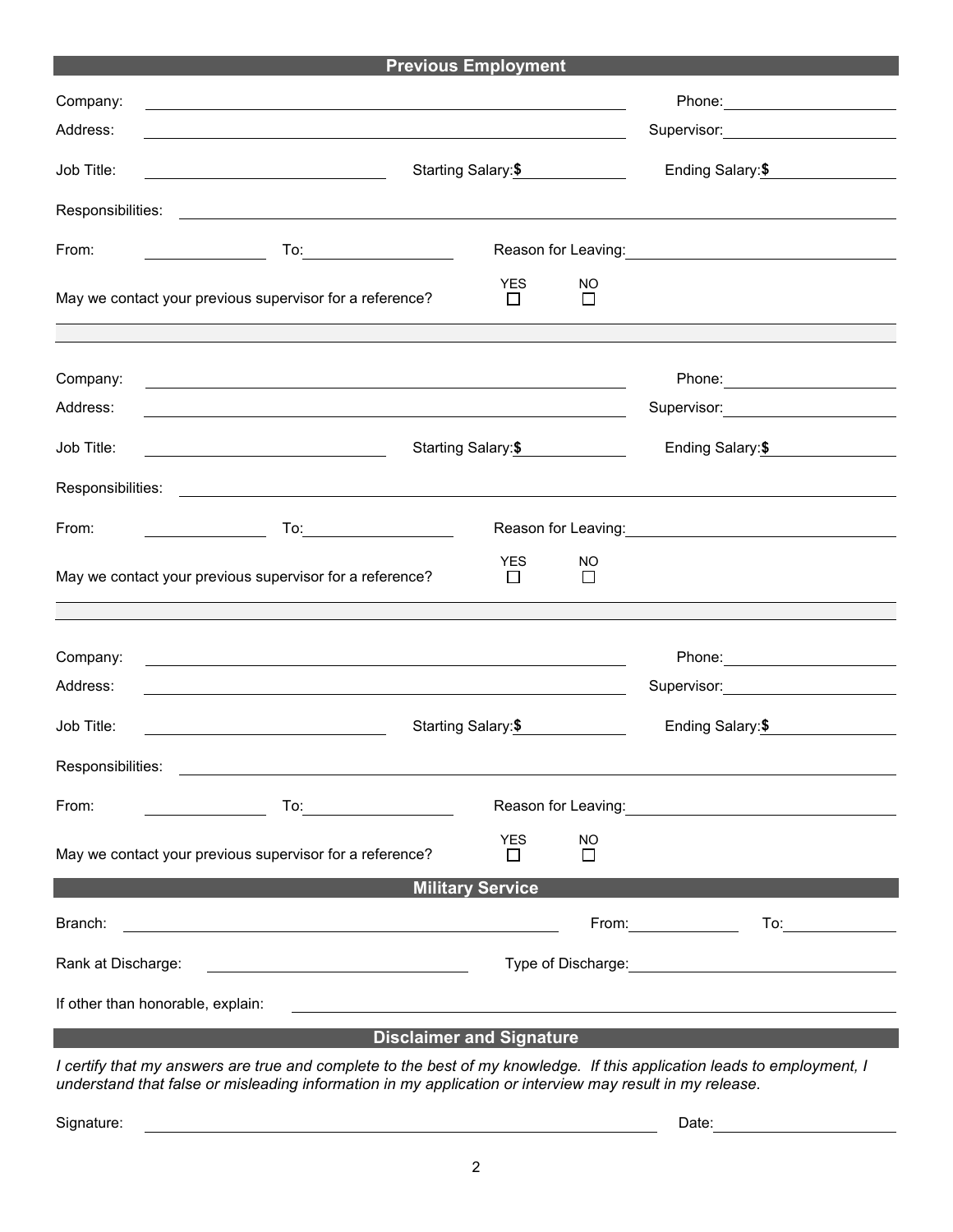## Previous Employment

Company: ______________________________ Phone: ____________

Address: ______________________________ Supervisor: ____________

Job Title: ____________ Starting Salary: $ ____________ Ending Salary: $ ____________

Responsibilities: ______________________________

From: ____________ To: ____________ Reason for Leaving: ____________

May we contact your previous supervisor for a reference? YES ☐ NO ☐

---

Company: ______________________________ Phone: ____________

Address: ______________________________ Supervisor: ____________

Job Title: ____________ Starting Salary: $ ____________ Ending Salary: $ ____________

Responsibilities: ______________________________

From: ____________ To: ____________ Reason for Leaving: ____________

May we contact your previous supervisor for a reference? YES ☐ NO ☐

---

Company: ______________________________ Phone: ____________

Address: ______________________________ Supervisor: ____________

Job Title: ____________ Starting Salary: $ ____________ Ending Salary: $ ____________

Responsibilities: ______________________________

From: ____________ To: ____________ Reason for Leaving: ____________

May we contact your previous supervisor for a reference? YES ☐ NO ☐

## Military Service

Branch: ______________________________ From: ____________ To: ____________

Rank at Discharge: ____________ Type of Discharge: ____________

If other than honorable, explain: ______________________________

## Disclaimer and Signature

*I certify that my answers are true and complete to the best of my knowledge. If this application leads to employment, I understand that false or misleading information in my application or interview may result in my release.*

Signature: ______________________________ Date: ____________